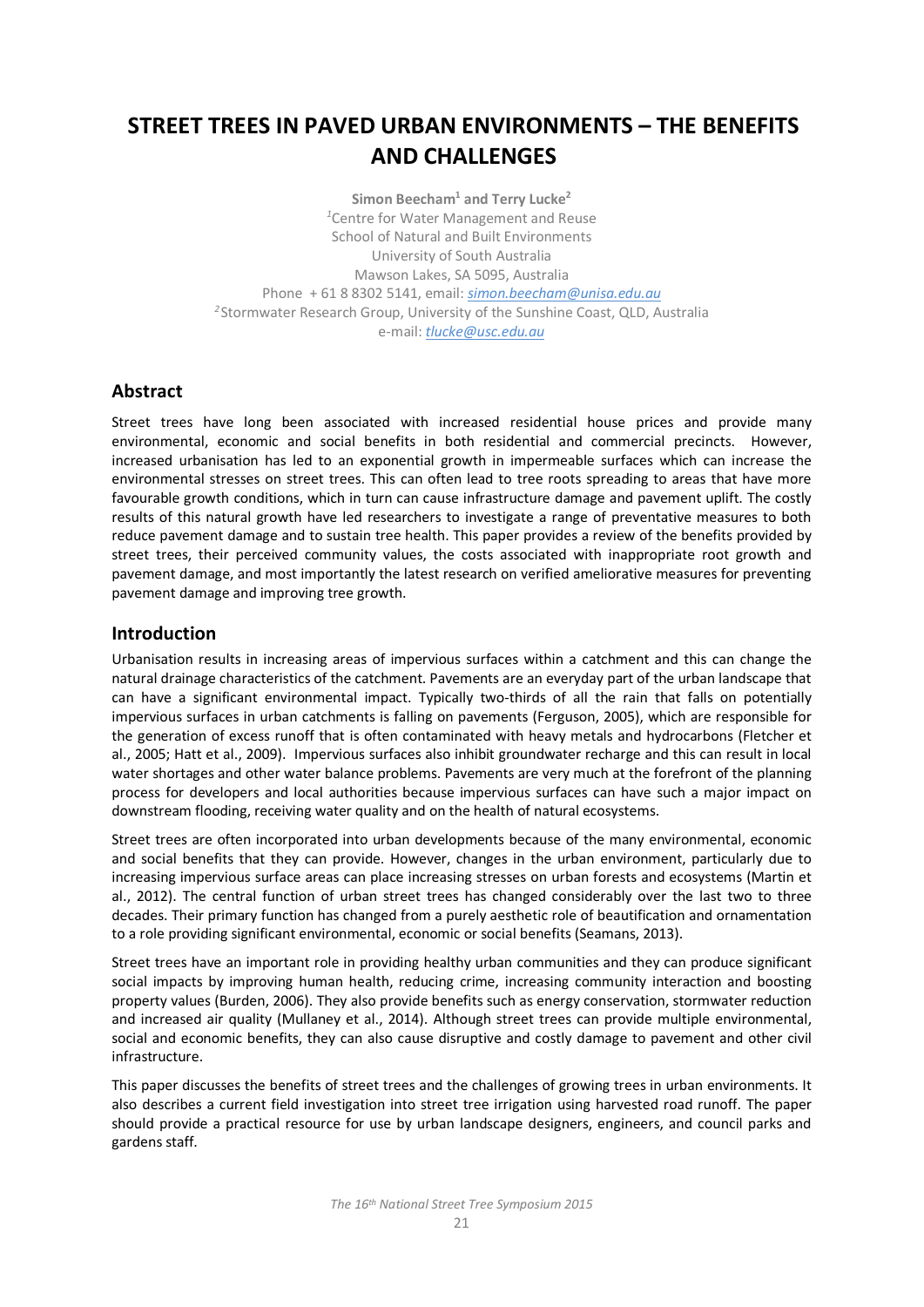# STREET TREES IN PAVED URBAN ENVIRONMENTS – THE BENEFITS AND CHALLENGES

**Simon Beecham[1] and Terry Lucke[2]**

[1]Centre for Water Management and Reuse
School of Natural and Built Environments
University of South Australia
Mawson Lakes, SA 5095, Australia
Phone + 61 8 8302 5141, email: simon.beecham@unisa.edu.au
[2]Stormwater Research Group, University of the Sunshine Coast, QLD, Australia
e-mail: tlucke@usc.edu.au

## Abstract

Street trees have long been associated with increased residential house prices and provide many environmental, economic and social benefits in both residential and commercial precincts. However, increased urbanisation has led to an exponential growth in impermeable surfaces which can increase the environmental stresses on street trees. This can often lead to tree roots spreading to areas that have more favourable growth conditions, which in turn can cause infrastructure damage and pavement uplift. The costly results of this natural growth have led researchers to investigate a range of preventative measures to both reduce pavement damage and to sustain tree health. This paper provides a review of the benefits provided by street trees, their perceived community values, the costs associated with inappropriate root growth and pavement damage, and most importantly the latest research on verified ameliorative measures for preventing pavement damage and improving tree growth.

## Introduction

Urbanisation results in increasing areas of impervious surfaces within a catchment and this can change the natural drainage characteristics of the catchment. Pavements are an everyday part of the urban landscape that can have a significant environmental impact. Typically two-thirds of all the rain that falls on potentially impervious surfaces in urban catchments is falling on pavements (Ferguson, 2005), which are responsible for the generation of excess runoff that is often contaminated with heavy metals and hydrocarbons (Fletcher et al., 2005; Hatt et al., 2009). Impervious surfaces also inhibit groundwater recharge and this can result in local water shortages and other water balance problems. Pavements are very much at the forefront of the planning process for developers and local authorities because impervious surfaces can have such a major impact on downstream flooding, receiving water quality and on the health of natural ecosystems.

Street trees are often incorporated into urban developments because of the many environmental, economic and social benefits that they can provide. However, changes in the urban environment, particularly due to increasing impervious surface areas can place increasing stresses on urban forests and ecosystems (Martin et al., 2012). The central function of urban street trees has changed considerably over the last two to three decades. Their primary function has changed from a purely aesthetic role of beautification and ornamentation to a role providing significant environmental, economic or social benefits (Seamans, 2013).

Street trees have an important role in providing healthy urban communities and they can produce significant social impacts by improving human health, reducing crime, increasing community interaction and boosting property values (Burden, 2006). They also provide benefits such as energy conservation, stormwater reduction and increased air quality (Mullaney et al., 2014). Although street trees can provide multiple environmental, social and economic benefits, they can also cause disruptive and costly damage to pavement and other civil infrastructure.

This paper discusses the benefits of street trees and the challenges of growing trees in urban environments. It also describes a current field investigation into street tree irrigation using harvested road runoff. The paper should provide a practical resource for use by urban landscape designers, engineers, and council parks and gardens staff.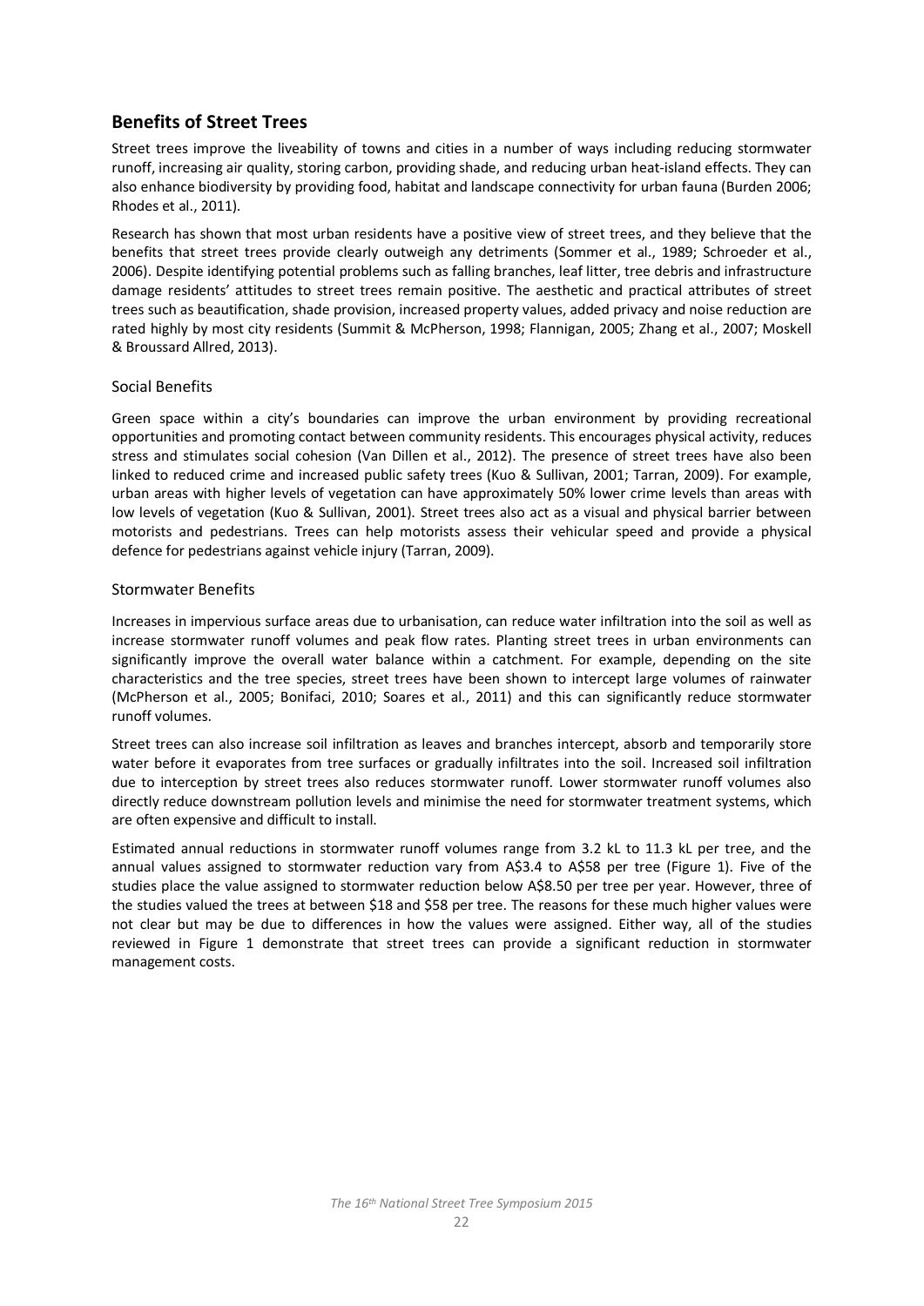## Benefits of Street Trees

Street trees improve the liveability of towns and cities in a number of ways including reducing stormwater runoff, increasing air quality, storing carbon, providing shade, and reducing urban heat-island effects. They can also enhance biodiversity by providing food, habitat and landscape connectivity for urban fauna (Burden 2006; Rhodes et al., 2011).

Research has shown that most urban residents have a positive view of street trees, and they believe that the benefits that street trees provide clearly outweigh any detriments (Sommer et al., 1989; Schroeder et al., 2006). Despite identifying potential problems such as falling branches, leaf litter, tree debris and infrastructure damage residents' attitudes to street trees remain positive. The aesthetic and practical attributes of street trees such as beautification, shade provision, increased property values, added privacy and noise reduction are rated highly by most city residents (Summit & McPherson, 1998; Flannigan, 2005; Zhang et al., 2007; Moskell & Broussard Allred, 2013).

### Social Benefits

Green space within a city's boundaries can improve the urban environment by providing recreational opportunities and promoting contact between community residents. This encourages physical activity, reduces stress and stimulates social cohesion (Van Dillen et al., 2012). The presence of street trees have also been linked to reduced crime and increased public safety trees (Kuo & Sullivan, 2001; Tarran, 2009). For example, urban areas with higher levels of vegetation can have approximately 50% lower crime levels than areas with low levels of vegetation (Kuo & Sullivan, 2001). Street trees also act as a visual and physical barrier between motorists and pedestrians. Trees can help motorists assess their vehicular speed and provide a physical defence for pedestrians against vehicle injury (Tarran, 2009).

### Stormwater Benefits

Increases in impervious surface areas due to urbanisation, can reduce water infiltration into the soil as well as increase stormwater runoff volumes and peak flow rates. Planting street trees in urban environments can significantly improve the overall water balance within a catchment. For example, depending on the site characteristics and the tree species, street trees have been shown to intercept large volumes of rainwater (McPherson et al., 2005; Bonifaci, 2010; Soares et al., 2011) and this can significantly reduce stormwater runoff volumes.

Street trees can also increase soil infiltration as leaves and branches intercept, absorb and temporarily store water before it evaporates from tree surfaces or gradually infiltrates into the soil. Increased soil infiltration due to interception by street trees also reduces stormwater runoff. Lower stormwater runoff volumes also directly reduce downstream pollution levels and minimise the need for stormwater treatment systems, which are often expensive and difficult to install.

Estimated annual reductions in stormwater runoff volumes range from 3.2 kL to 11.3 kL per tree, and the annual values assigned to stormwater reduction vary from A$3.4 to A$58 per tree (Figure 1). Five of the studies place the value assigned to stormwater reduction below A$8.50 per tree per year. However, three of the studies valued the trees at between $18 and $58 per tree. The reasons for these much higher values were not clear but may be due to differences in how the values were assigned. Either way, all of the studies reviewed in Figure 1 demonstrate that street trees can provide a significant reduction in stormwater management costs.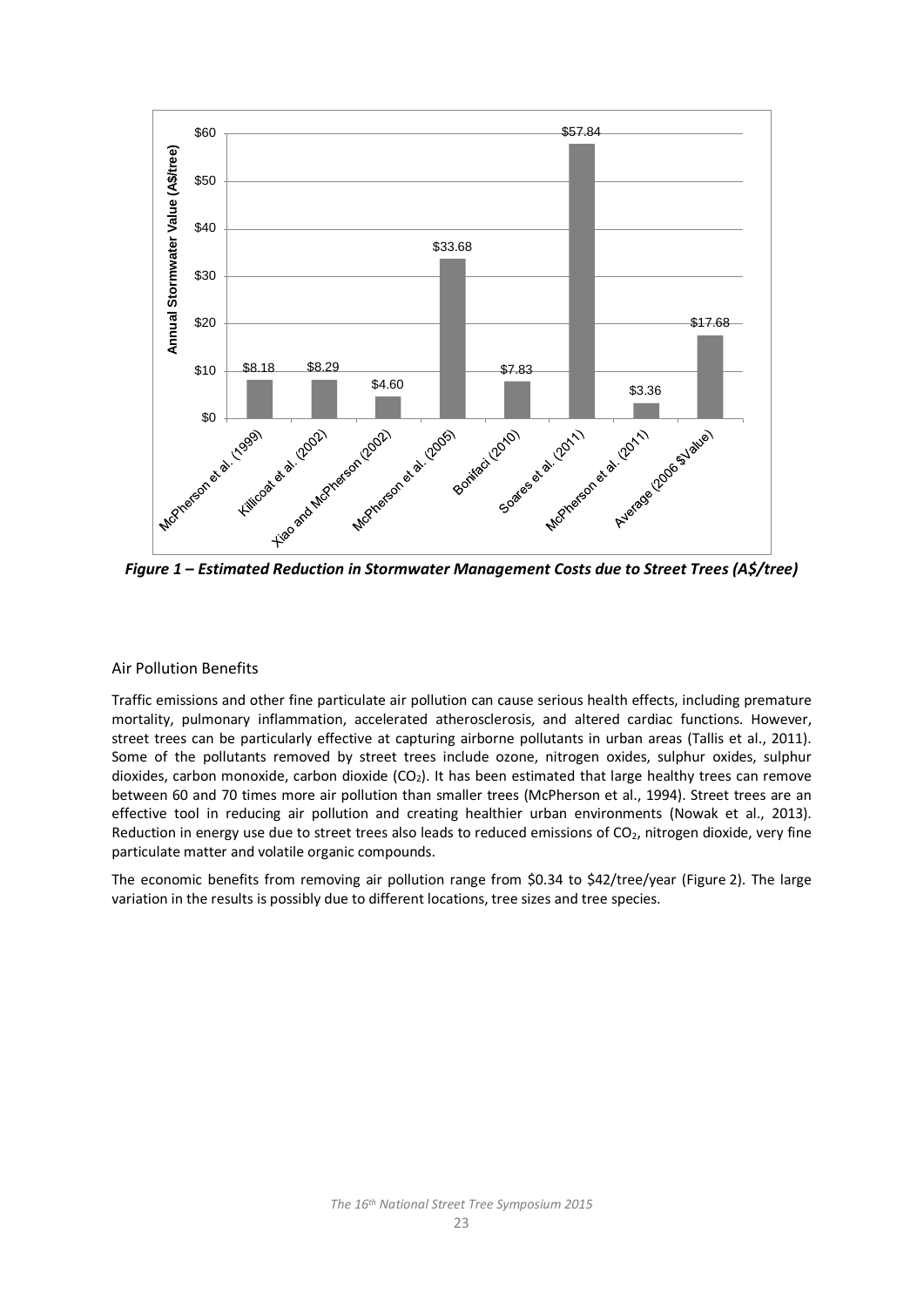| Study | Annual Stormwater Value (A$/tree) |
| --- | --- |
| McPherson et al. (1999) | $8.18 |
| Killicoat et al. (2002) | $8.29 |
| Xiao and McPherson (2002) | $4.60 |
| McPherson et al. (2005) | $33.68 |
| Bonifaci (2010) | $7.83 |
| Soares et al. (2011) | $57.84 |
| McPherson et al. (2011) | $3.36 |
| Average (2006 $Value) | $17.68 |

***Figure 1 – Estimated Reduction in Stormwater Management Costs due to Street Trees (A$/tree)***

## Air Pollution Benefits

Traffic emissions and other fine particulate air pollution can cause serious health effects, including premature mortality, pulmonary inflammation, accelerated atherosclerosis, and altered cardiac functions. However, street trees can be particularly effective at capturing airborne pollutants in urban areas (Tallis et al., 2011). Some of the pollutants removed by street trees include ozone, nitrogen oxides, sulphur oxides, sulphur dioxides, carbon monoxide, carbon dioxide ($CO_2$). It has been estimated that large healthy trees can remove between 60 and 70 times more air pollution than smaller trees (McPherson et al., 1994). Street trees are an effective tool in reducing air pollution and creating healthier urban environments (Nowak et al., 2013). Reduction in energy use due to street trees also leads to reduced emissions of $CO_2$, nitrogen dioxide, very fine particulate matter and volatile organic compounds.

The economic benefits from removing air pollution range from $0.34 to $42/tree/year (Figure 2). The large variation in the results is possibly due to different locations, tree sizes and tree species.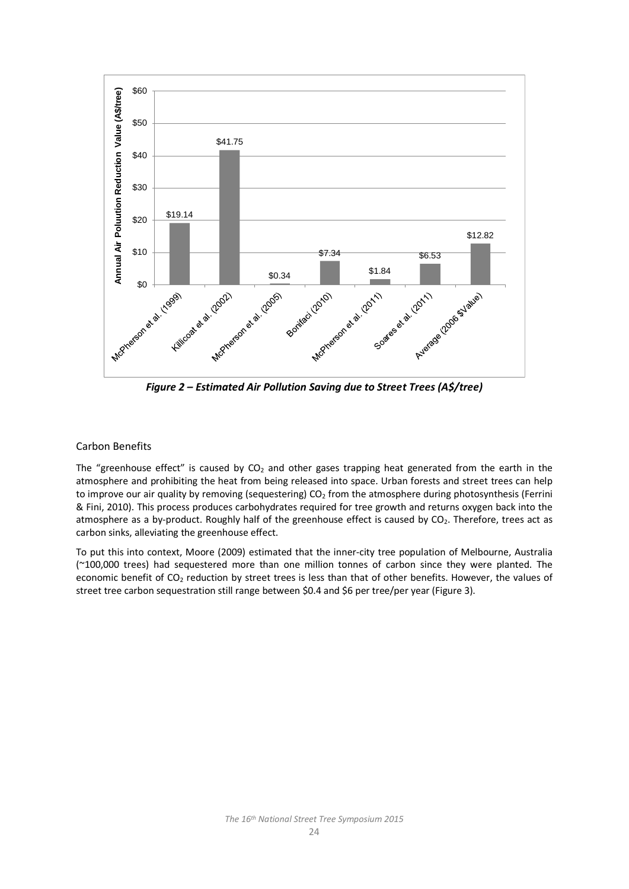*Figure 2 – Estimated Air Pollution Saving due to Street Trees (A$/tree)*

## Carbon Benefits

The “greenhouse effect” is caused by $CO_2$ and other gases trapping heat generated from the earth in the atmosphere and prohibiting the heat from being released into space. Urban forests and street trees can help to improve our air quality by removing (sequestering) $CO_2$ from the atmosphere during photosynthesis (Ferrini & Fini, 2010). This process produces carbohydrates required for tree growth and returns oxygen back into the atmosphere as a by-product. Roughly half of the greenhouse effect is caused by $CO_2$. Therefore, trees act as carbon sinks, alleviating the greenhouse effect.

To put this into context, Moore (2009) estimated that the inner-city tree population of Melbourne, Australia (~100,000 trees) had sequestered more than one million tonnes of carbon since they were planted. The economic benefit of $CO_2$ reduction by street trees is less than that of other benefits. However, the values of street tree carbon sequestration still range between $0.4 and $6 per tree/per year (Figure 3).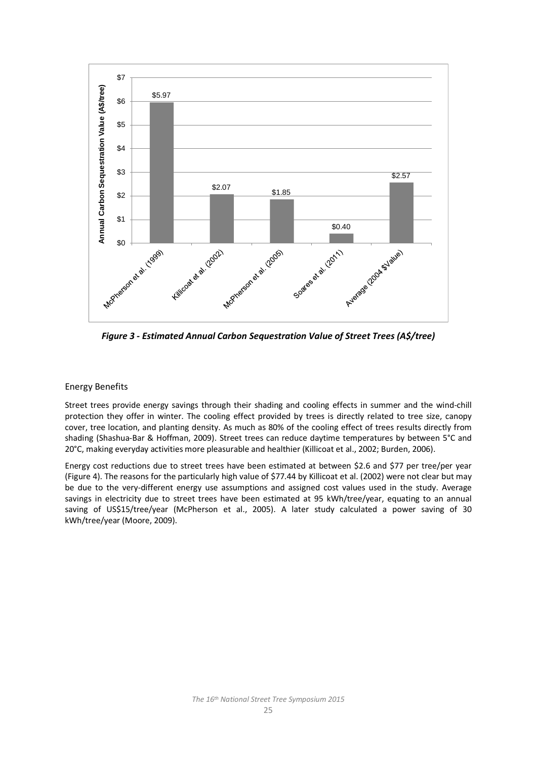*Figure 3 - Estimated Annual Carbon Sequestration Value of Street Trees (A$/tree)*

## Energy Benefits

Street trees provide energy savings through their shading and cooling effects in summer and the wind-chill protection they offer in winter. The cooling effect provided by trees is directly related to tree size, canopy cover, tree location, and planting density. As much as 80% of the cooling effect of trees results directly from shading (Shashua-Bar & Hoffman, 2009). Street trees can reduce daytime temperatures by between 5°C and 20°C, making everyday activities more pleasurable and healthier (Killicoat et al., 2002; Burden, 2006).

Energy cost reductions due to street trees have been estimated at between $2.6 and $77 per tree/per year (Figure 4). The reasons for the particularly high value of $77.44 by Killicoat et al. (2002) were not clear but may be due to the very-different energy use assumptions and assigned cost values used in the study. Average savings in electricity due to street trees have been estimated at 95 kWh/tree/year, equating to an annual saving of US$15/tree/year (McPherson et al., 2005). A later study calculated a power saving of 30 kWh/tree/year (Moore, 2009).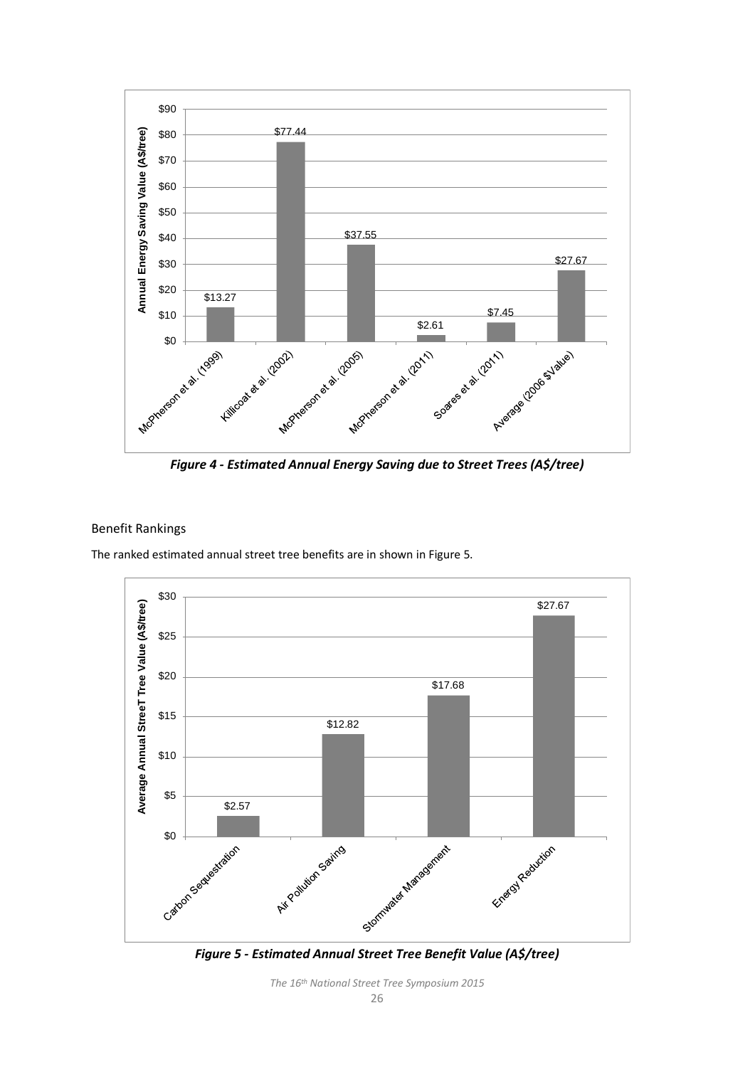*Figure 4 - Estimated Annual Energy Saving due to Street Trees (A$/tree)*

## Benefit Rankings

The ranked estimated annual street tree benefits are in shown in Figure 5.

*Figure 5 - Estimated Annual Street Tree Benefit Value (A$/tree)*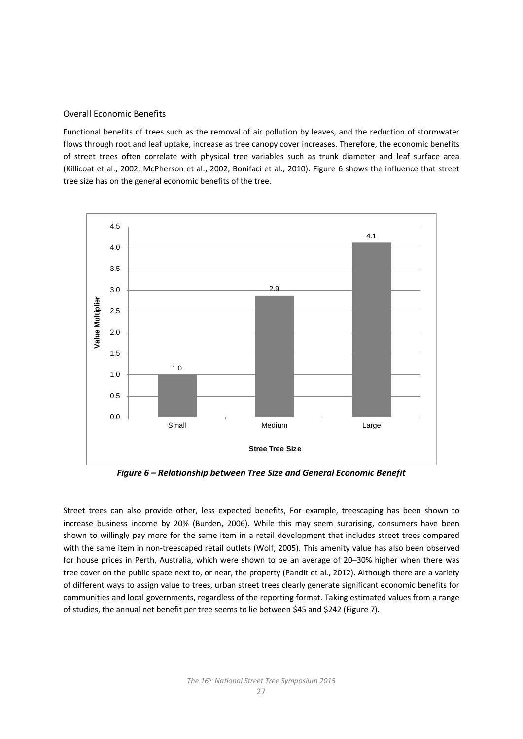## Overall Economic Benefits

Functional benefits of trees such as the removal of air pollution by leaves, and the reduction of stormwater flows through root and leaf uptake, increase as tree canopy cover increases. Therefore, the economic benefits of street trees often correlate with physical tree variables such as trunk diameter and leaf surface area (Killicoat et al., 2002; McPherson et al., 2002; Bonifaci et al., 2010). Figure 6 shows the influence that street tree size has on the general economic benefits of the tree.

| Stree Tree Size | Value Multiplier |
|---|---|
| Small | 1.0 |
| Medium | 2.9 |
| Large | 4.1 |

***Figure 6 – Relationship between Tree Size and General Economic Benefit***

Street trees can also provide other, less expected benefits, For example, treescaping has been shown to increase business income by 20% (Burden, 2006). While this may seem surprising, consumers have been shown to willingly pay more for the same item in a retail development that includes street trees compared with the same item in non-treescaped retail outlets (Wolf, 2005). This amenity value has also been observed for house prices in Perth, Australia, which were shown to be an average of 20–30% higher when there was tree cover on the public space next to, or near, the property (Pandit et al., 2012). Although there are a variety of different ways to assign value to trees, urban street trees clearly generate significant economic benefits for communities and local governments, regardless of the reporting format. Taking estimated values from a range of studies, the annual net benefit per tree seems to lie between $45 and $242 (Figure 7).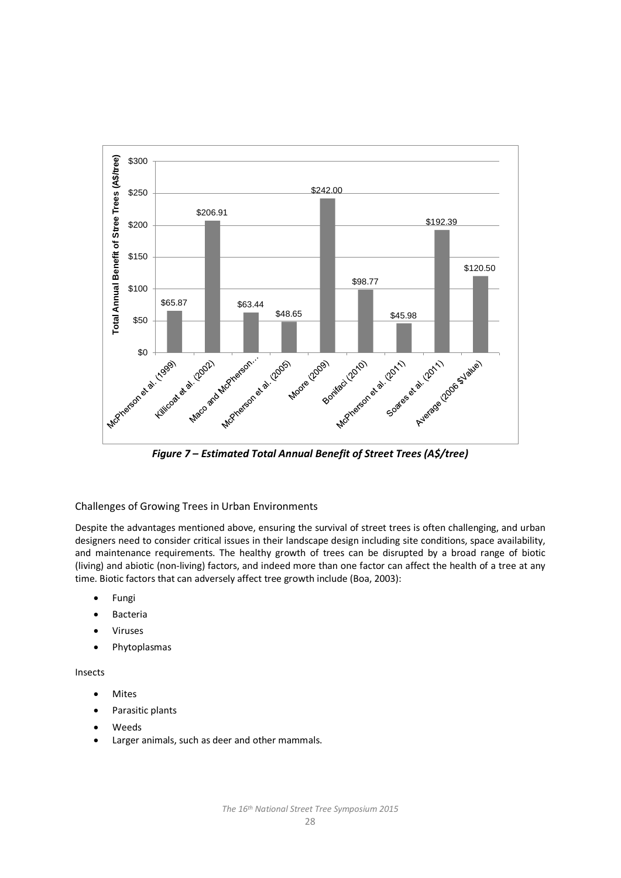| Study | Total Annual Benefit of Stree Trees (A$/tree) |
| --- | --- |
| McPherson et al. (1999) | $65.87 |
| Killicoat et al. (2002) | $206.91 |
| Maco and McPherson... | $63.44 |
| McPherson et al. (2005) | $48.65 |
| Moore (2009) | $242.00 |
| Bonifaci (2010) | $98.77 |
| McPherson et al. (2011) | $45.98 |
| Soares et al. (2011) | $192.39 |
| Average (2006 $Value) | $120.50 |

***Figure 7 – Estimated Total Annual Benefit of Street Trees (A$/tree)***

### Challenges of Growing Trees in Urban Environments

Despite the advantages mentioned above, ensuring the survival of street trees is often challenging, and urban designers need to consider critical issues in their landscape design including site conditions, space availability, and maintenance requirements. The healthy growth of trees can be disrupted by a broad range of biotic (living) and abiotic (non-living) factors, and indeed more than one factor can affect the health of a tree at any time. Biotic factors that can adversely affect tree growth include (Boa, 2003):

- Fungi
- Bacteria
- Viruses
- Phytoplasmas

Insects

- Mites
- Parasitic plants
- Weeds
- Larger animals, such as deer and other mammals.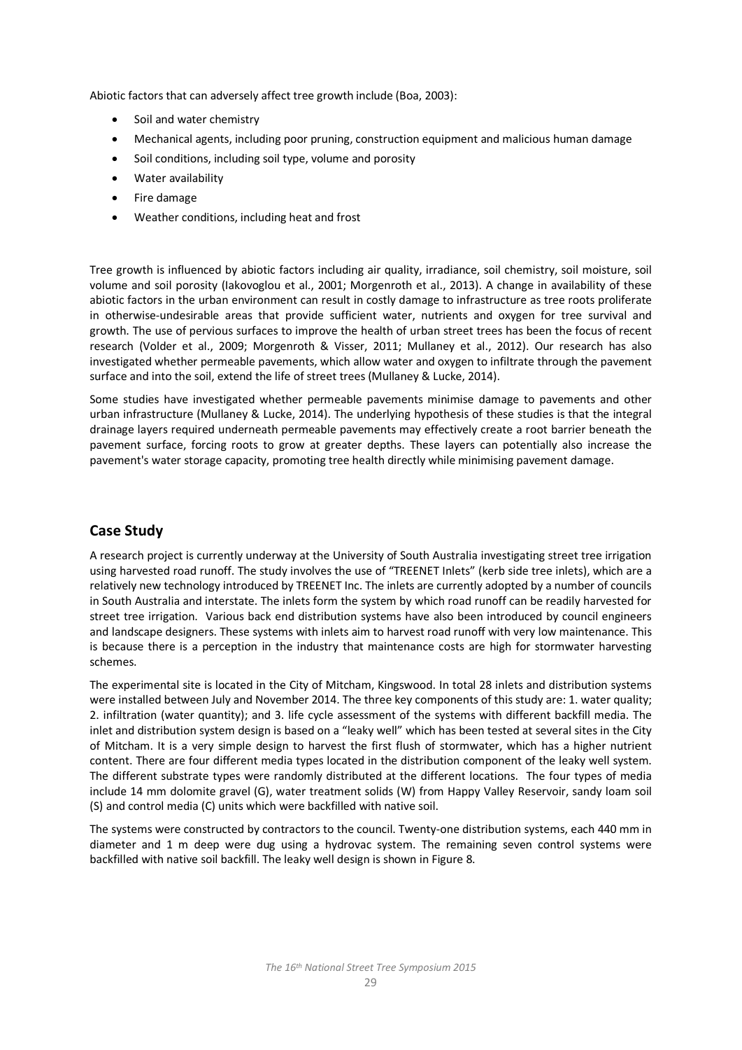Abiotic factors that can adversely affect tree growth include (Boa, 2003):

- Soil and water chemistry
- Mechanical agents, including poor pruning, construction equipment and malicious human damage
- Soil conditions, including soil type, volume and porosity
- Water availability
- Fire damage
- Weather conditions, including heat and frost

Tree growth is influenced by abiotic factors including air quality, irradiance, soil chemistry, soil moisture, soil volume and soil porosity (Iakovoglou et al., 2001; Morgenroth et al., 2013). A change in availability of these abiotic factors in the urban environment can result in costly damage to infrastructure as tree roots proliferate in otherwise-undesirable areas that provide sufficient water, nutrients and oxygen for tree survival and growth. The use of pervious surfaces to improve the health of urban street trees has been the focus of recent research (Volder et al., 2009; Morgenroth & Visser, 2011; Mullaney et al., 2012). Our research has also investigated whether permeable pavements, which allow water and oxygen to infiltrate through the pavement surface and into the soil, extend the life of street trees (Mullaney & Lucke, 2014).

Some studies have investigated whether permeable pavements minimise damage to pavements and other urban infrastructure (Mullaney & Lucke, 2014). The underlying hypothesis of these studies is that the integral drainage layers required underneath permeable pavements may effectively create a root barrier beneath the pavement surface, forcing roots to grow at greater depths. These layers can potentially also increase the pavement's water storage capacity, promoting tree health directly while minimising pavement damage.

## Case Study

A research project is currently underway at the University of South Australia investigating street tree irrigation using harvested road runoff. The study involves the use of "TREENET Inlets" (kerb side tree inlets), which are a relatively new technology introduced by TREENET Inc. The inlets are currently adopted by a number of councils in South Australia and interstate. The inlets form the system by which road runoff can be readily harvested for street tree irrigation. Various back end distribution systems have also been introduced by council engineers and landscape designers. These systems with inlets aim to harvest road runoff with very low maintenance. This is because there is a perception in the industry that maintenance costs are high for stormwater harvesting schemes.

The experimental site is located in the City of Mitcham, Kingswood. In total 28 inlets and distribution systems were installed between July and November 2014. The three key components of this study are: 1. water quality; 2. infiltration (water quantity); and 3. life cycle assessment of the systems with different backfill media. The inlet and distribution system design is based on a "leaky well" which has been tested at several sites in the City of Mitcham. It is a very simple design to harvest the first flush of stormwater, which has a higher nutrient content. There are four different media types located in the distribution component of the leaky well system. The different substrate types were randomly distributed at the different locations. The four types of media include 14 mm dolomite gravel (G), water treatment solids (W) from Happy Valley Reservoir, sandy loam soil (S) and control media (C) units which were backfilled with native soil.

The systems were constructed by contractors to the council. Twenty-one distribution systems, each 440 mm in diameter and 1 m deep were dug using a hydrovac system. The remaining seven control systems were backfilled with native soil backfill. The leaky well design is shown in Figure 8.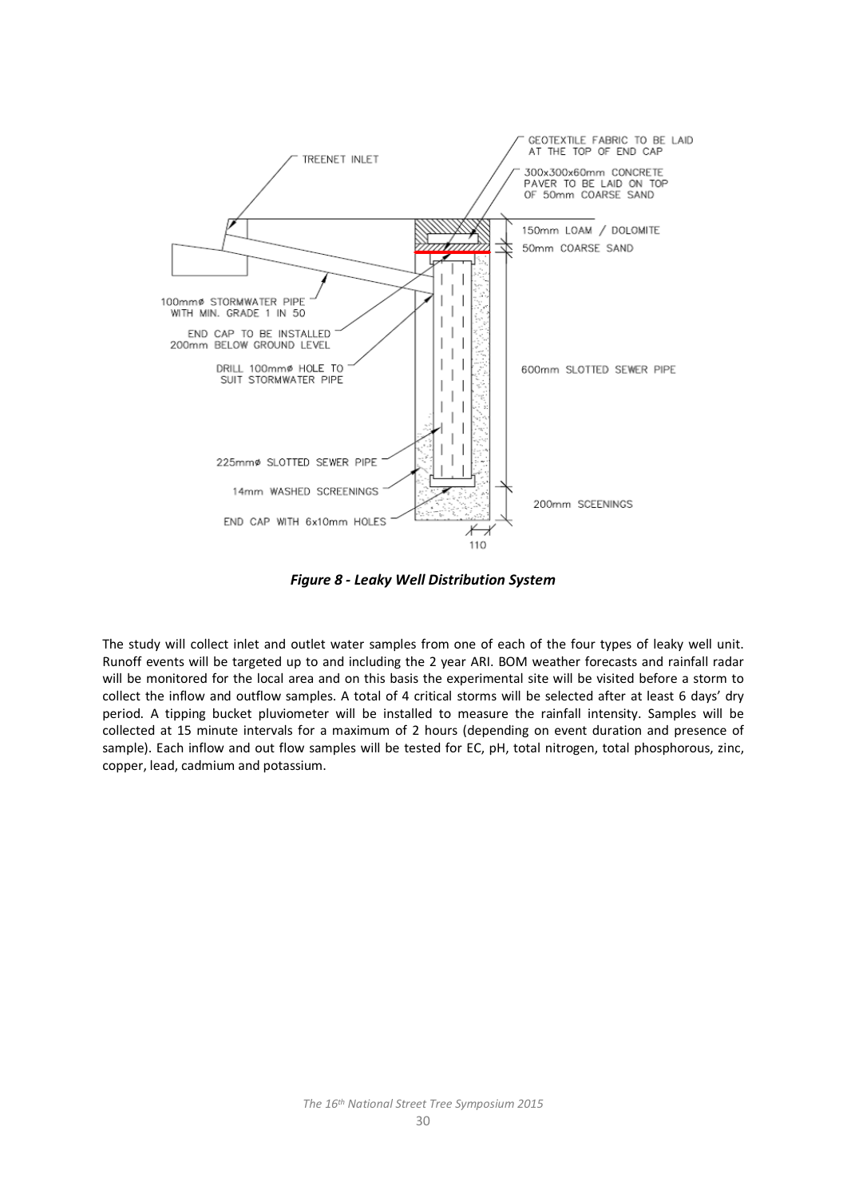*Figure 8 - Leaky Well Distribution System*

The study will collect inlet and outlet water samples from one of each of the four types of leaky well unit. Runoff events will be targeted up to and including the 2 year ARI. BOM weather forecasts and rainfall radar will be monitored for the local area and on this basis the experimental site will be visited before a storm to collect the inflow and outflow samples. A total of 4 critical storms will be selected after at least 6 days' dry period. A tipping bucket pluviometer will be installed to measure the rainfall intensity. Samples will be collected at 15 minute intervals for a maximum of 2 hours (depending on event duration and presence of sample). Each inflow and out flow samples will be tested for EC, pH, total nitrogen, total phosphorous, zinc, copper, lead, cadmium and potassium.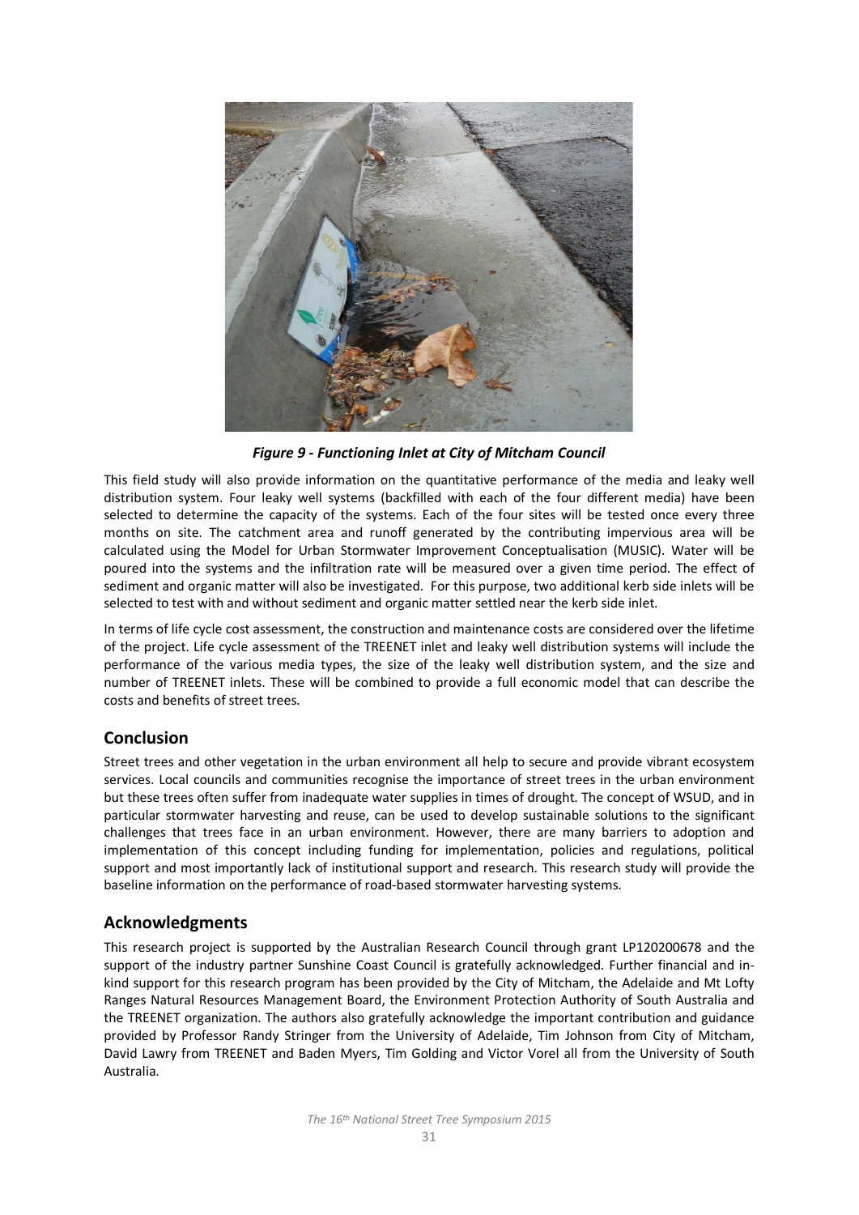*Figure 9 - Functioning Inlet at City of Mitcham Council*

This field study will also provide information on the quantitative performance of the media and leaky well distribution system. Four leaky well systems (backfilled with each of the four different media) have been selected to determine the capacity of the systems. Each of the four sites will be tested once every three months on site. The catchment area and runoff generated by the contributing impervious area will be calculated using the Model for Urban Stormwater Improvement Conceptualisation (MUSIC). Water will be poured into the systems and the infiltration rate will be measured over a given time period. The effect of sediment and organic matter will also be investigated. For this purpose, two additional kerb side inlets will be selected to test with and without sediment and organic matter settled near the kerb side inlet.

In terms of life cycle cost assessment, the construction and maintenance costs are considered over the lifetime of the project. Life cycle assessment of the TREENET inlet and leaky well distribution systems will include the performance of the various media types, the size of the leaky well distribution system, and the size and number of TREENET inlets. These will be combined to provide a full economic model that can describe the costs and benefits of street trees.

## Conclusion

Street trees and other vegetation in the urban environment all help to secure and provide vibrant ecosystem services. Local councils and communities recognise the importance of street trees in the urban environment but these trees often suffer from inadequate water supplies in times of drought. The concept of WSUD, and in particular stormwater harvesting and reuse, can be used to develop sustainable solutions to the significant challenges that trees face in an urban environment. However, there are many barriers to adoption and implementation of this concept including funding for implementation, policies and regulations, political support and most importantly lack of institutional support and research. This research study will provide the baseline information on the performance of road-based stormwater harvesting systems.

## Acknowledgments

This research project is supported by the Australian Research Council through grant LP120200678 and the support of the industry partner Sunshine Coast Council is gratefully acknowledged. Further financial and in-kind support for this research program has been provided by the City of Mitcham, the Adelaide and Mt Lofty Ranges Natural Resources Management Board, the Environment Protection Authority of South Australia and the TREENET organization. The authors also gratefully acknowledge the important contribution and guidance provided by Professor Randy Stringer from the University of Adelaide, Tim Johnson from City of Mitcham, David Lawry from TREENET and Baden Myers, Tim Golding and Victor Vorel all from the University of South Australia.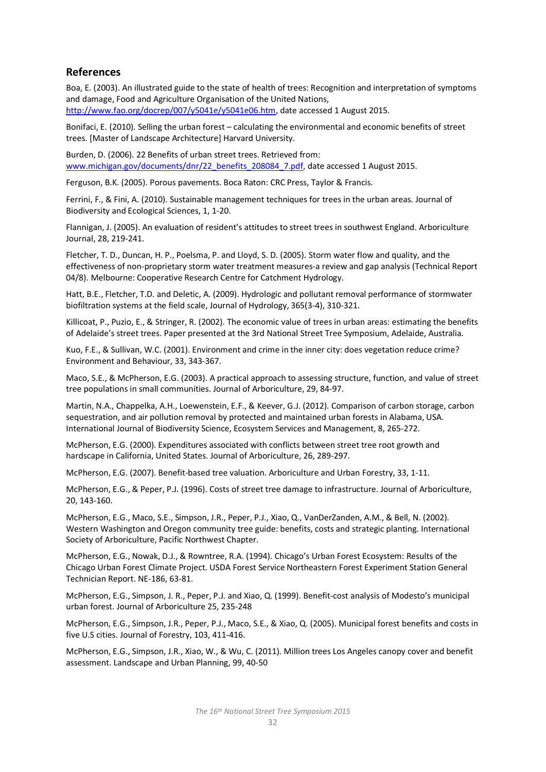## References

Boa, E. (2003). An illustrated guide to the state of health of trees: Recognition and interpretation of symptoms and damage, Food and Agriculture Organisation of the United Nations, http://www.fao.org/docrep/007/y5041e/y5041e06.htm, date accessed 1 August 2015.

Bonifaci, E. (2010). Selling the urban forest – calculating the environmental and economic benefits of street trees. [Master of Landscape Architecture] Harvard University.

Burden, D. (2006). 22 Benefits of urban street trees. Retrieved from: www.michigan.gov/documents/dnr/22_benefits_208084_7.pdf, date accessed 1 August 2015.

Ferguson, B.K. (2005). Porous pavements. Boca Raton: CRC Press, Taylor & Francis.

Ferrini, F., & Fini, A. (2010). Sustainable management techniques for trees in the urban areas. Journal of Biodiversity and Ecological Sciences, 1, 1-20.

Flannigan, J. (2005). An evaluation of resident's attitudes to street trees in southwest England. Arboriculture Journal, 28, 219-241.

Fletcher, T. D., Duncan, H. P., Poelsma, P. and Lloyd, S. D. (2005). Storm water flow and quality, and the effectiveness of non-proprietary storm water treatment measures-a review and gap analysis (Technical Report 04/8). Melbourne: Cooperative Research Centre for Catchment Hydrology.

Hatt, B.E., Fletcher, T.D. and Deletic, A. (2009). Hydrologic and pollutant removal performance of stormwater biofiltration systems at the field scale, Journal of Hydrology, 365(3-4), 310-321.

Killicoat, P., Puzio, E., & Stringer, R. (2002). The economic value of trees in urban areas: estimating the benefits of Adelaide's street trees. Paper presented at the 3rd National Street Tree Symposium, Adelaide, Australia.

Kuo, F.E., & Sullivan, W.C. (2001). Environment and crime in the inner city: does vegetation reduce crime? Environment and Behaviour, 33, 343-367.

Maco, S.E., & McPherson, E.G. (2003). A practical approach to assessing structure, function, and value of street tree populations in small communities. Journal of Arboriculture, 29, 84-97.

Martin, N.A., Chappelka, A.H., Loewenstein, E.F., & Keever, G.J. (2012). Comparison of carbon storage, carbon sequestration, and air pollution removal by protected and maintained urban forests in Alabama, USA. International Journal of Biodiversity Science, Ecosystem Services and Management, 8, 265-272.

McPherson, E.G. (2000). Expenditures associated with conflicts between street tree root growth and hardscape in California, United States. Journal of Arboriculture, 26, 289-297.

McPherson, E.G. (2007). Benefit-based tree valuation. Arboriculture and Urban Forestry, 33, 1-11.

McPherson, E.G., & Peper, P.J. (1996). Costs of street tree damage to infrastructure. Journal of Arboriculture, 20, 143-160.

McPherson, E.G., Maco, S.E., Simpson, J.R., Peper, P.J., Xiao, Q., VanDerZanden, A.M., & Bell, N. (2002). Western Washington and Oregon community tree guide: benefits, costs and strategic planting. International Society of Arboriculture, Pacific Northwest Chapter.

McPherson, E.G., Nowak, D.J., & Rowntree, R.A. (1994). Chicago's Urban Forest Ecosystem: Results of the Chicago Urban Forest Climate Project. USDA Forest Service Northeastern Forest Experiment Station General Technician Report. NE-186, 63-81.

McPherson, E.G., Simpson, J. R., Peper, P.J. and Xiao, Q. (1999). Benefit-cost analysis of Modesto's municipal urban forest. Journal of Arboriculture 25, 235-248

McPherson, E.G., Simpson, J.R., Peper, P.J., Maco, S.E., & Xiao, Q. (2005). Municipal forest benefits and costs in five U.S cities. Journal of Forestry, 103, 411-416.

McPherson, E.G., Simpson, J.R., Xiao, W., & Wu, C. (2011). Million trees Los Angeles canopy cover and benefit assessment. Landscape and Urban Planning, 99, 40-50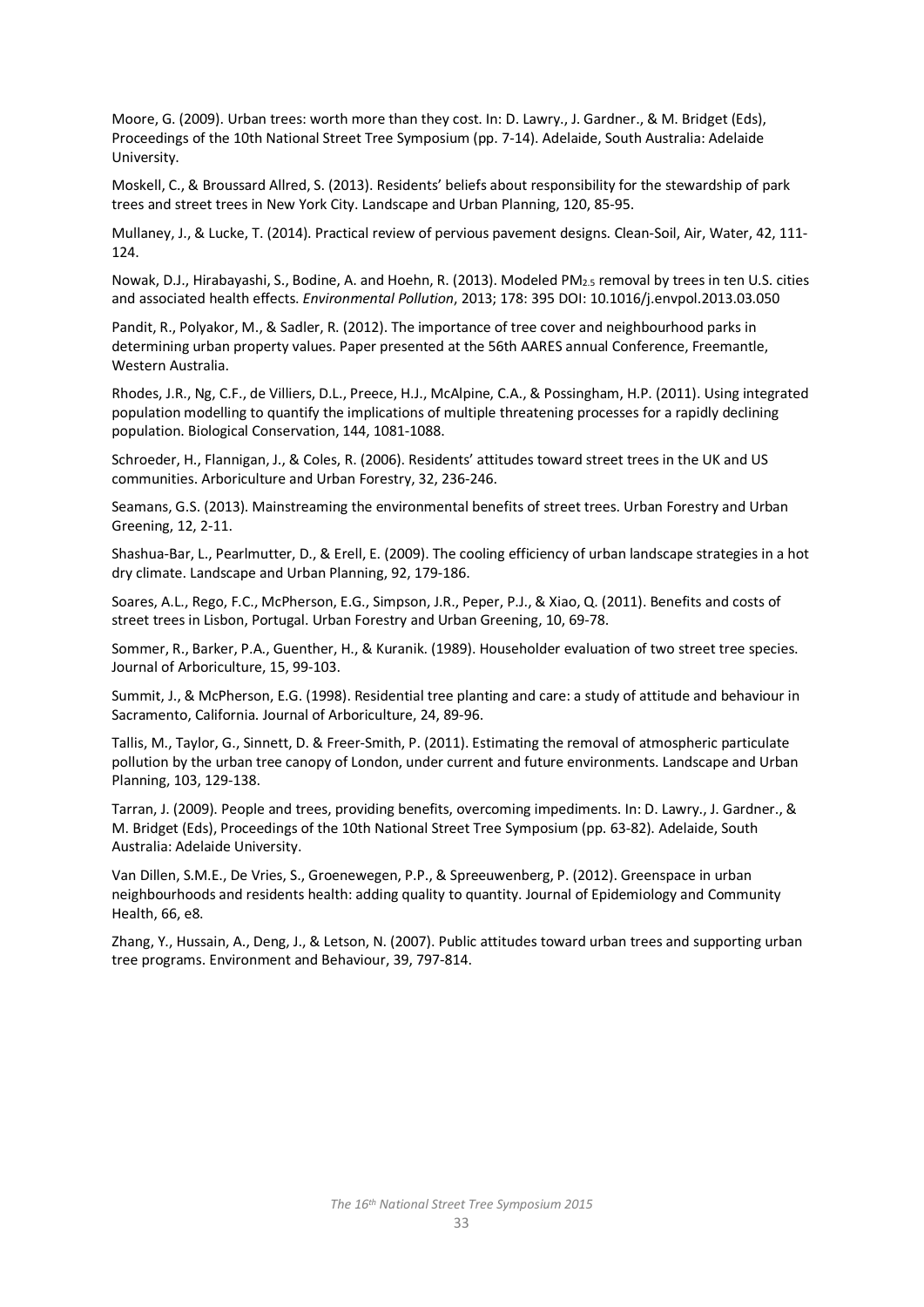Moore, G. (2009). Urban trees: worth more than they cost. In: D. Lawry., J. Gardner., & M. Bridget (Eds), Proceedings of the 10th National Street Tree Symposium (pp. 7-14). Adelaide, South Australia: Adelaide University.

Moskell, C., & Broussard Allred, S. (2013). Residents' beliefs about responsibility for the stewardship of park trees and street trees in New York City. Landscape and Urban Planning, 120, 85-95.

Mullaney, J., & Lucke, T. (2014). Practical review of pervious pavement designs. Clean-Soil, Air, Water, 42, 111-124.

Nowak, D.J., Hirabayashi, S., Bodine, A. and Hoehn, R. (2013). Modeled $PM_{2.5}$ removal by trees in ten U.S. cities and associated health effects. *Environmental Pollution*, 2013; 178: 395 DOI: 10.1016/j.envpol.2013.03.050

Pandit, R., Polyakor, M., & Sadler, R. (2012). The importance of tree cover and neighbourhood parks in determining urban property values. Paper presented at the 56th AARES annual Conference, Freemantle, Western Australia.

Rhodes, J.R., Ng, C.F., de Villiers, D.L., Preece, H.J., McAlpine, C.A., & Possingham, H.P. (2011). Using integrated population modelling to quantify the implications of multiple threatening processes for a rapidly declining population. Biological Conservation, 144, 1081-1088.

Schroeder, H., Flannigan, J., & Coles, R. (2006). Residents' attitudes toward street trees in the UK and US communities. Arboriculture and Urban Forestry, 32, 236-246.

Seamans, G.S. (2013). Mainstreaming the environmental benefits of street trees. Urban Forestry and Urban Greening, 12, 2-11.

Shashua-Bar, L., Pearlmutter, D., & Erell, E. (2009). The cooling efficiency of urban landscape strategies in a hot dry climate. Landscape and Urban Planning, 92, 179-186.

Soares, A.L., Rego, F.C., McPherson, E.G., Simpson, J.R., Peper, P.J., & Xiao, Q. (2011). Benefits and costs of street trees in Lisbon, Portugal. Urban Forestry and Urban Greening, 10, 69-78.

Sommer, R., Barker, P.A., Guenther, H., & Kuranik. (1989). Householder evaluation of two street tree species. Journal of Arboriculture, 15, 99-103.

Summit, J., & McPherson, E.G. (1998). Residential tree planting and care: a study of attitude and behaviour in Sacramento, California. Journal of Arboriculture, 24, 89-96.

Tallis, M., Taylor, G., Sinnett, D. & Freer-Smith, P. (2011). Estimating the removal of atmospheric particulate pollution by the urban tree canopy of London, under current and future environments. Landscape and Urban Planning, 103, 129-138.

Tarran, J. (2009). People and trees, providing benefits, overcoming impediments. In: D. Lawry., J. Gardner., & M. Bridget (Eds), Proceedings of the 10th National Street Tree Symposium (pp. 63-82). Adelaide, South Australia: Adelaide University.

Van Dillen, S.M.E., De Vries, S., Groenewegen, P.P., & Spreeuwenberg, P. (2012). Greenspace in urban neighbourhoods and residents health: adding quality to quantity. Journal of Epidemiology and Community Health, 66, e8.

Zhang, Y., Hussain, A., Deng, J., & Letson, N. (2007). Public attitudes toward urban trees and supporting urban tree programs. Environment and Behaviour, 39, 797-814.